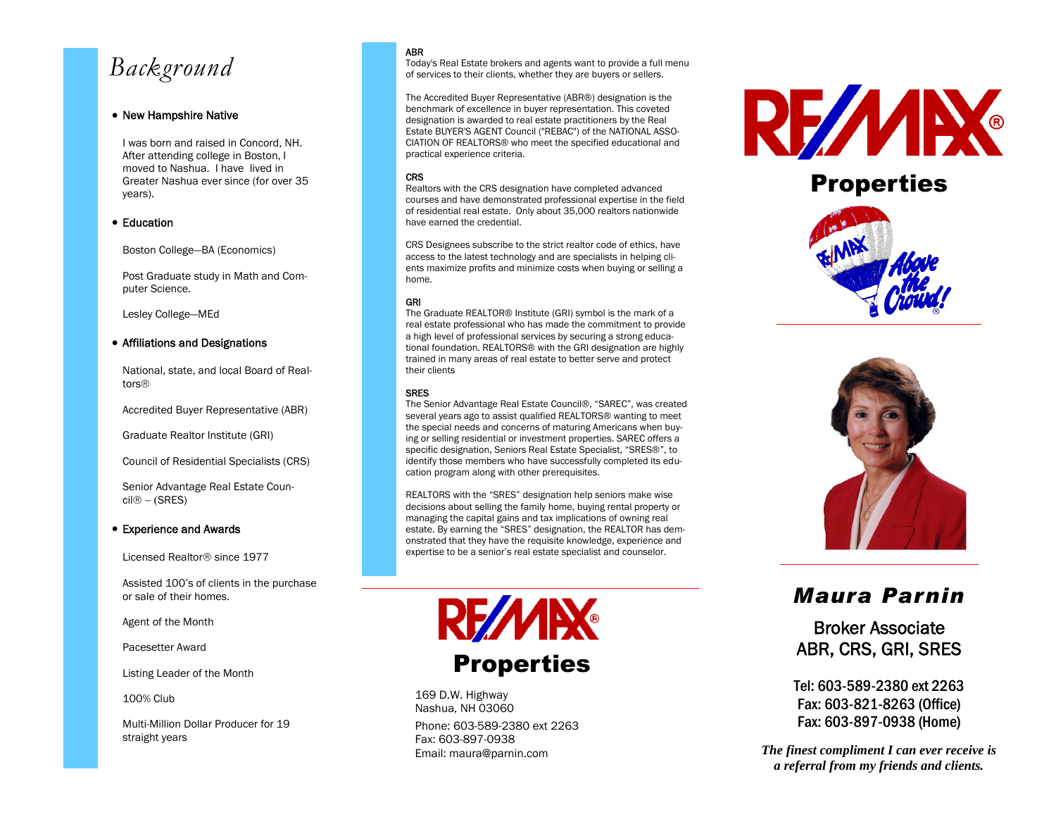# Background

- **New Hampshire Native**

  I was born and raised in Concord, NH. After attending college in Boston, I moved to Nashua. I have lived in Greater Nashua ever since (for over 35 years).

- **Education**

  Boston College—BA (Economics)

  Post Graduate study in Math and Computer Science.

  Lesley College—MEd

- **Affiliations and Designations**

  National, state, and local Board of Realtors®

  Accredited Buyer Representative (ABR)

  Graduate Realtor Institute (GRI)

  Council of Residential Specialists (CRS)

  Senior Advantage Real Estate Council® – (SRES)

- **Experience and Awards**

  Licensed Realtor® since 1977

  Assisted 100's of clients in the purchase or sale of their homes.

  Agent of the Month

  Pacesetter Award

  Listing Leader of the Month

  100% Club

  Multi-Million Dollar Producer for 19 straight years

### ABR

Today's Real Estate brokers and agents want to provide a full menu of services to their clients, whether they are buyers or sellers.

The Accredited Buyer Representative (ABR®) designation is the benchmark of excellence in buyer representation. This coveted designation is awarded to real estate practitioners by the Real Estate BUYER'S AGENT Council ("REBAC") of the NATIONAL ASSOCIATION OF REALTORS® who meet the specified educational and practical experience criteria.

### CRS

Realtors with the CRS designation have completed advanced courses and have demonstrated professional expertise in the field of residential real estate. Only about 35,000 realtors nationwide have earned the credential.

CRS Designees subscribe to the strict realtor code of ethics, have access to the latest technology and are specialists in helping clients maximize profits and minimize costs when buying or selling a home.

### GRI

The Graduate REALTOR® Institute (GRI) symbol is the mark of a real estate professional who has made the commitment to provide a high level of professional services by securing a strong educational foundation. REALTORS® with the GRI designation are highly trained in many areas of real estate to better serve and protect their clients

### SRES

The Senior Advantage Real Estate Council®, "SAREC", was created several years ago to assist qualified REALTORS® wanting to meet the special needs and concerns of maturing Americans when buying or selling residential or investment properties. SAREC offers a specific designation, Seniors Real Estate Specialist, "SRES®", to identify those members who have successfully completed its education program along with other prerequisites.

REALTORS with the "SRES" designation help seniors make wise decisions about selling the family home, buying rental property or managing the capital gains and tax implications of owning real estate. By earning the "SRES" designation, the REALTOR has demonstrated that they have the requisite knowledge, experience and expertise to be a senior's real estate specialist and counselor.

---

**RE/MAX Properties**

169 D.W. Highway
Nashua, NH 03060

Phone: 603-589-2380 ext 2263
Fax: 603-897-0938
Email: maura@parnin.com

---

**RE/MAX Properties**

Above the Crowd!®

# *Maura Parnin*

Broker Associate
ABR, CRS, GRI, SRES

Tel: 603-589-2380 ext 2263
Fax: 603-821-8263 (Office)
Fax: 603-897-0938 (Home)

***The finest compliment I can ever receive is a referral from my friends and clients.***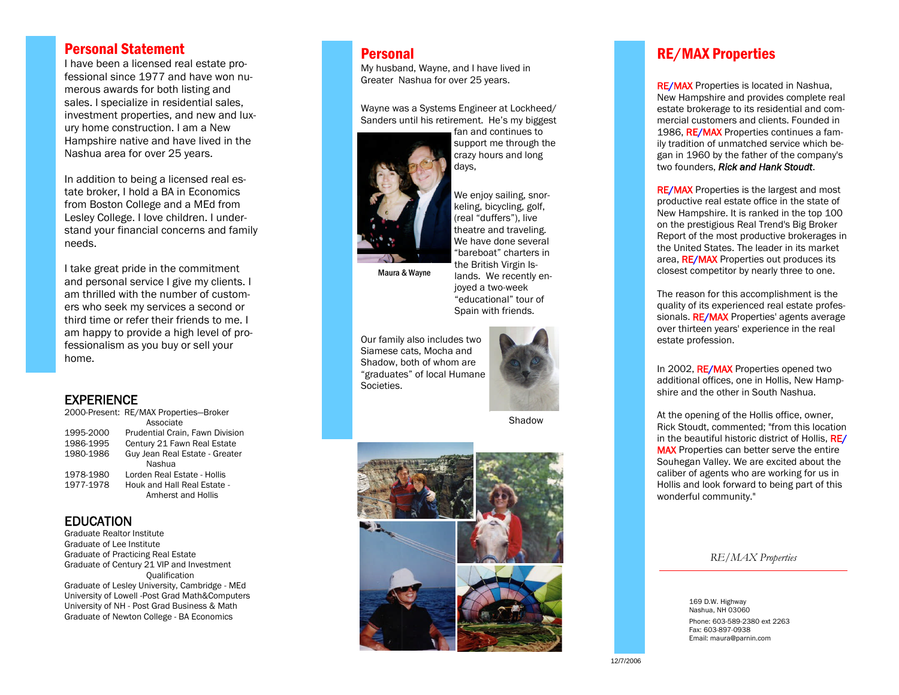## Personal Statement

I have been a licensed real estate professional since 1977 and have won numerous awards for both listing and sales. I specialize in residential sales, investment properties, and new and luxury home construction. I am a New Hampshire native and have lived in the Nashua area for over 25 years.

In addition to being a licensed real estate broker, I hold a BA in Economics from Boston College and a MEd from Lesley College. I love children. I understand your financial concerns and family needs.

I take great pride in the commitment and personal service I give my clients. I am thrilled with the number of customers who seek my services a second or third time or refer their friends to me. I am happy to provide a high level of professionalism as you buy or sell your home.

### EXPERIENCE

| | |
|---|---|
| 2000-Present: | RE/MAX Properties—Broker Associate |
| 1995-2000 | Prudential Crain, Fawn Division |
| 1986-1995 | Century 21 Fawn Real Estate |
| 1980-1986 | Guy Jean Real Estate - Greater Nashua |
| 1978-1980 | Lorden Real Estate - Hollis |
| 1977-1978 | Houk and Hall Real Estate - Amherst and Hollis |

### EDUCATION

Graduate Realtor Institute
Graduate of Lee Institute
Graduate of Practicing Real Estate
Graduate of Century 21 VIP and Investment Qualification
Graduate of Lesley University, Cambridge - MEd
University of Lowell -Post Grad Math&Computers
University of NH - Post Grad Business & Math
Graduate of Newton College - BA Economics

## Personal

My husband, Wayne, and I have lived in Greater Nashua for over 25 years.

Wayne was a Systems Engineer at Lockheed/Sanders until his retirement. He's my biggest fan and continues to support me through the crazy hours and long days,

Maura & Wayne

We enjoy sailing, snorkeling, bicycling, golf, (real "duffers"), live theatre and traveling. We have done several "bareboat" charters in the British Virgin Islands. We recently enjoyed a two-week "educational" tour of Spain with friends.

Our family also includes two Siamese cats, Mocha and Shadow, both of whom are "graduates" of local Humane Societies.

Shadow

## RE/MAX Properties

RE/MAX Properties is located in Nashua, New Hampshire and provides complete real estate brokerage to its residential and commercial customers and clients. Founded in 1986, RE/MAX Properties continues a family tradition of unmatched service which began in 1960 by the father of the company's two founders, ***Rick and Hank Stoudt***.

RE/MAX Properties is the largest and most productive real estate office in the state of New Hampshire. It is ranked in the top 100 on the prestigious Real Trend's Big Broker Report of the most productive brokerages in the United States. The leader in its market area, RE/MAX Properties out produces its closest competitor by nearly three to one.

The reason for this accomplishment is the quality of its experienced real estate professionals. RE/MAX Properties' agents average over thirteen years' experience in the real estate profession.

In 2002, RE/MAX Properties opened two additional offices, one in Hollis, New Hampshire and the other in South Nashua.

At the opening of the Hollis office, owner, Rick Stoudt, commented; "from this location in the beautiful historic district of Hollis, RE/MAX Properties can better serve the entire Souhegan Valley. We are excited about the caliber of agents who are working for us in Hollis and look forward to being part of this wonderful community."

*RE/MAX Properties*

169 D.W. Highway
Nashua, NH 03060
Phone: 603-589-2380 ext 2263
Fax: 603-897-0938
Email: maura@parnin.com

12/7/2006